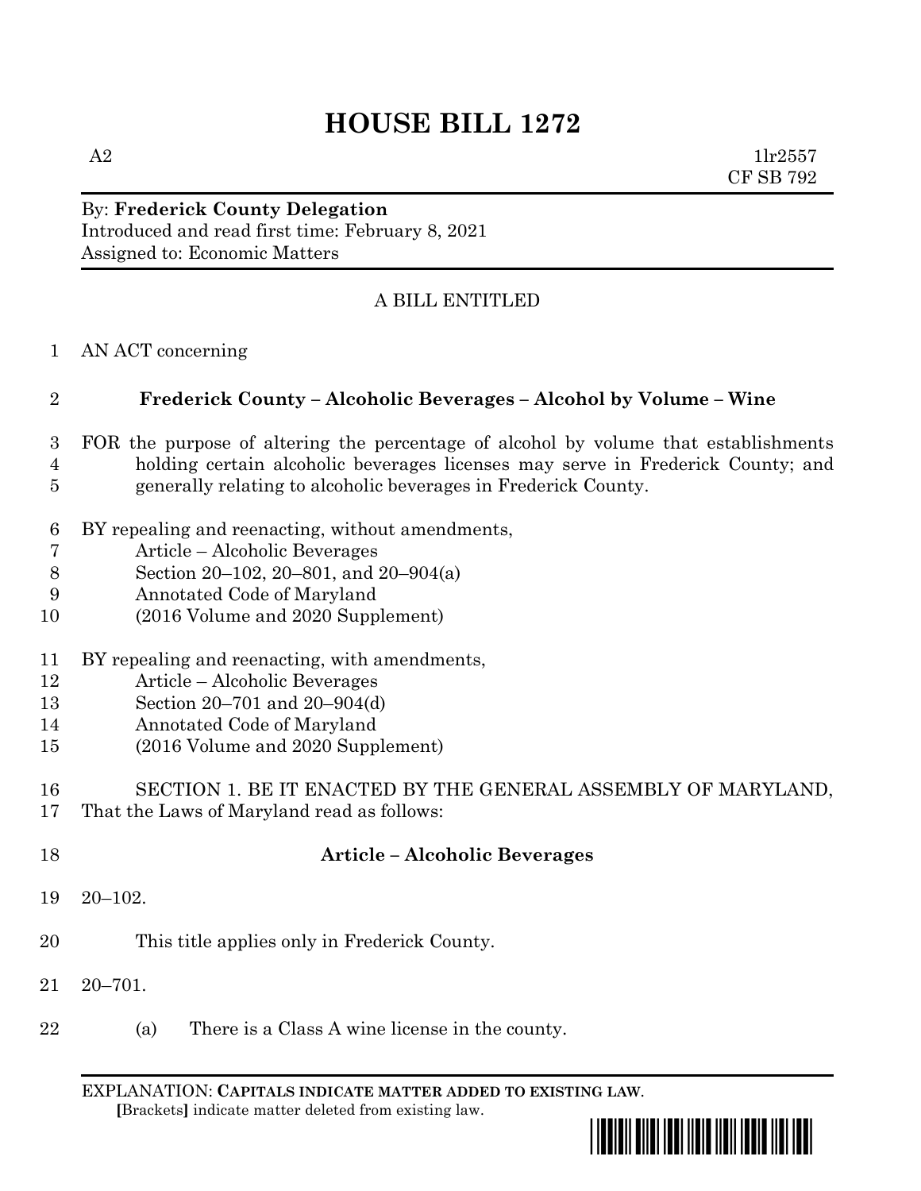# HOUSE BILL 1272

A2 1lr2557
CF SB 792

By: **Frederick County Delegation**
Introduced and read first time: February 8, 2021
Assigned to: Economic Matters

A BILL ENTITLED

1 AN ACT concerning

2 **Frederick County – Alcoholic Beverages – Alcohol by Volume – Wine**

3 FOR the purpose of altering the percentage of alcohol by volume that establishments
4 holding certain alcoholic beverages licenses may serve in Frederick County; and
5 generally relating to alcoholic beverages in Frederick County.

6 BY repealing and reenacting, without amendments,
7 Article – Alcoholic Beverages
8 Section 20–102, 20–801, and 20–904(a)
9 Annotated Code of Maryland
10 (2016 Volume and 2020 Supplement)

11 BY repealing and reenacting, with amendments,
12 Article – Alcoholic Beverages
13 Section 20–701 and 20–904(d)
14 Annotated Code of Maryland
15 (2016 Volume and 2020 Supplement)

16 SECTION 1. BE IT ENACTED BY THE GENERAL ASSEMBLY OF MARYLAND,
17 That the Laws of Maryland read as follows:

18 **Article – Alcoholic Beverages**

19 20–102.

20 This title applies only in Frederick County.

21 20–701.

22 (a) There is a Class A wine license in the county.

EXPLANATION: **CAPITALS INDICATE MATTER ADDED TO EXISTING LAW.**
[Brackets] indicate matter deleted from existing law.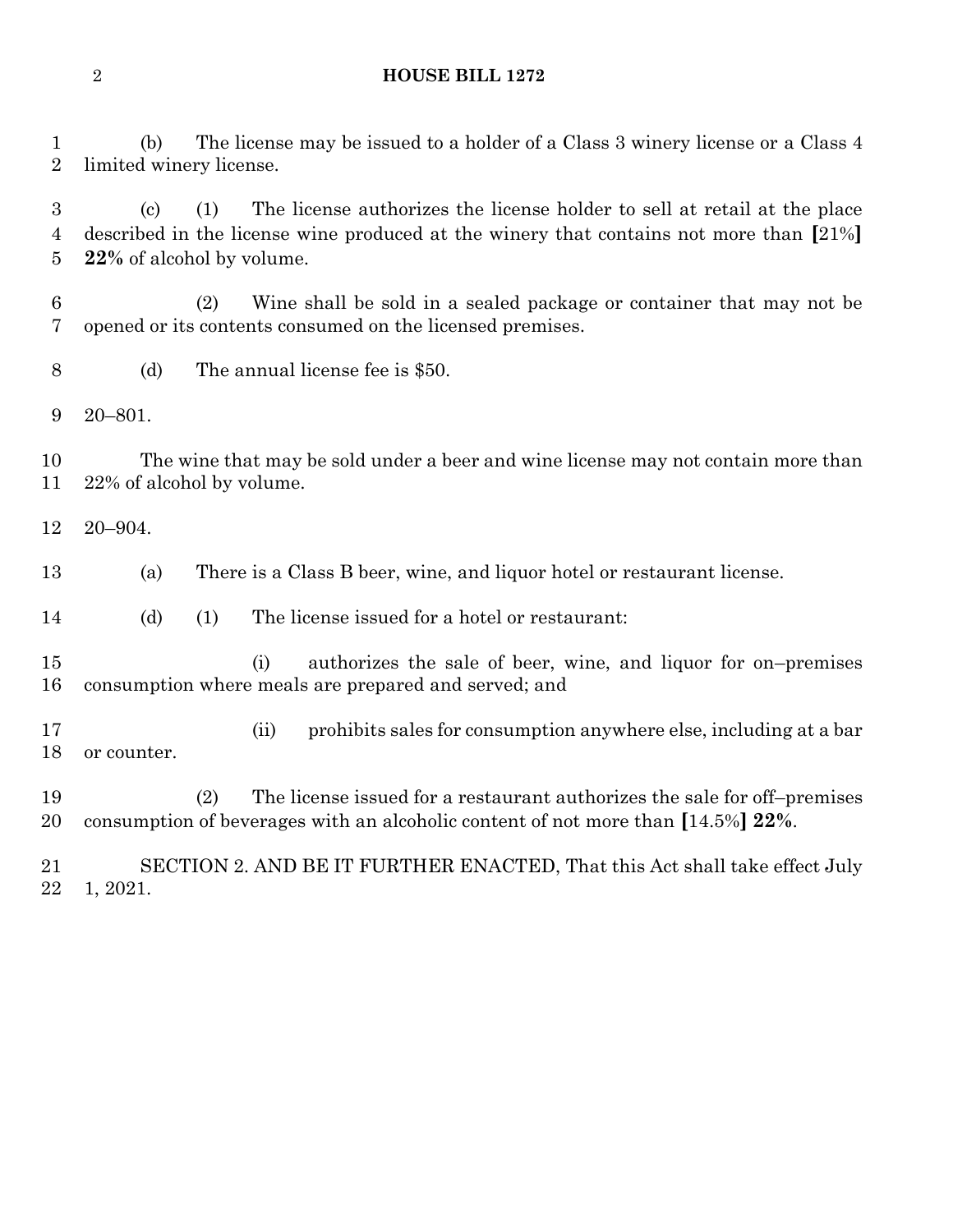(b) The license may be issued to a holder of a Class 3 winery license or a Class 4 limited winery license.

(c) (1) The license authorizes the license holder to sell at retail at the place described in the license wine produced at the winery that contains not more than [21%] **22%** of alcohol by volume.

(2) Wine shall be sold in a sealed package or container that may not be opened or its contents consumed on the licensed premises.

(d) The annual license fee is $50.

20–801.

The wine that may be sold under a beer and wine license may not contain more than 22% of alcohol by volume.

20–904.

(a) There is a Class B beer, wine, and liquor hotel or restaurant license.

(d) (1) The license issued for a hotel or restaurant:

(i) authorizes the sale of beer, wine, and liquor for on–premises consumption where meals are prepared and served; and

(ii) prohibits sales for consumption anywhere else, including at a bar or counter.

(2) The license issued for a restaurant authorizes the sale for off–premises consumption of beverages with an alcoholic content of not more than [14.5%] **22%**.

SECTION 2. AND BE IT FURTHER ENACTED, That this Act shall take effect July 1, 2021.